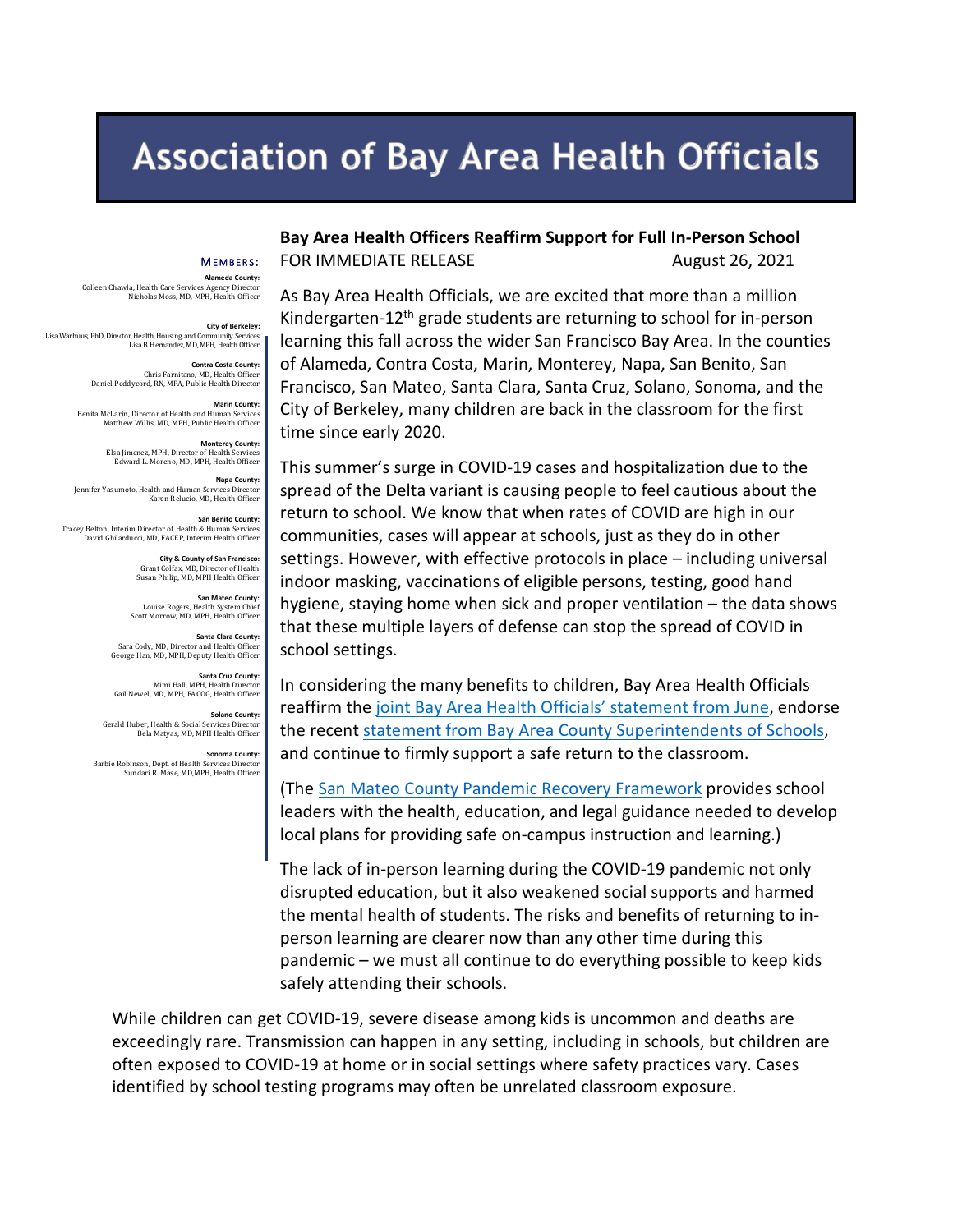# Association of Bay Area Health Officials

**MEMBERS:**

**Alameda County:**
Colleen Chawla, Health Care Services Agency Director
Nicholas Moss, MD, MPH, Health Officer

**City of Berkeley:**
Lisa Warhuus, PhD, Director, Health, Housing, and Community Services
Lisa B. Hernandez, MD, MPH, Health Officer

**Contra Costa County:**
Chris Farnitano, MD, Health Officer
Daniel Peddycord, RN, MPA, Public Health Director

**Marin County:**
Benita McLarin, Director of Health and Human Services
Matthew Willis, MD, MPH, Public Health Officer

**Monterey County:**
Elsa Jimenez, MPH, Director of Health Services
Edward L. Moreno, MD, MPH, Health Officer

**Napa County:**
Jennifer Yasumoto, Health and Human Services Director
Karen Relucio, MD, Health Officer

**San Benito County:**
Tracey Belton, Interim Director of Health & Human Services
David Ghilarducci, MD, FACEP, Interim Health Officer

**City & County of San Francisco:**
Grant Colfax, MD, Director of Health
Susan Philip, MD, MPH Health Officer

**San Mateo County:**
Louise Rogers, Health System Chief
Scott Morrow, MD, MPH, Health Officer

**Santa Clara County:**
Sara Cody, MD, Director and Health Officer
George Han, MD, MPH, Deputy Health Officer

**Santa Cruz County:**
Mimi Hall, MPH, Health Director
Gail Newel, MD, MPH, FACOG, Health Officer

**Solano County:**
Gerald Huber, Health & Social Services Director
Bela Matyas, MD, MPH Health Officer

**Sonoma County:**
Barbie Robinson, Dept. of Health Services Director
Sundari R. Mase, MD,MPH, Health Officer

## Bay Area Health Officers Reaffirm Support for Full In-Person School

FOR IMMEDIATE RELEASE August 26, 2021

As Bay Area Health Officials, we are excited that more than a million Kindergarten-12th grade students are returning to school for in-person learning this fall across the wider San Francisco Bay Area. In the counties of Alameda, Contra Costa, Marin, Monterey, Napa, San Benito, San Francisco, San Mateo, Santa Clara, Santa Cruz, Solano, Sonoma, and the City of Berkeley, many children are back in the classroom for the first time since early 2020.

This summer's surge in COVID-19 cases and hospitalization due to the spread of the Delta variant is causing people to feel cautious about the return to school. We know that when rates of COVID are high in our communities, cases will appear at schools, just as they do in other settings. However, with effective protocols in place – including universal indoor masking, vaccinations of eligible persons, testing, good hand hygiene, staying home when sick and proper ventilation – the data shows that these multiple layers of defense can stop the spread of COVID in school settings.

In considering the many benefits to children, Bay Area Health Officials reaffirm the joint Bay Area Health Officials' statement from June, endorse the recent statement from Bay Area County Superintendents of Schools, and continue to firmly support a safe return to the classroom.

(The San Mateo County Pandemic Recovery Framework provides school leaders with the health, education, and legal guidance needed to develop local plans for providing safe on-campus instruction and learning.)

The lack of in-person learning during the COVID-19 pandemic not only disrupted education, but it also weakened social supports and harmed the mental health of students. The risks and benefits of returning to in-person learning are clearer now than any other time during this pandemic – we must all continue to do everything possible to keep kids safely attending their schools.

While children can get COVID-19, severe disease among kids is uncommon and deaths are exceedingly rare. Transmission can happen in any setting, including in schools, but children are often exposed to COVID-19 at home or in social settings where safety practices vary. Cases identified by school testing programs may often be unrelated classroom exposure.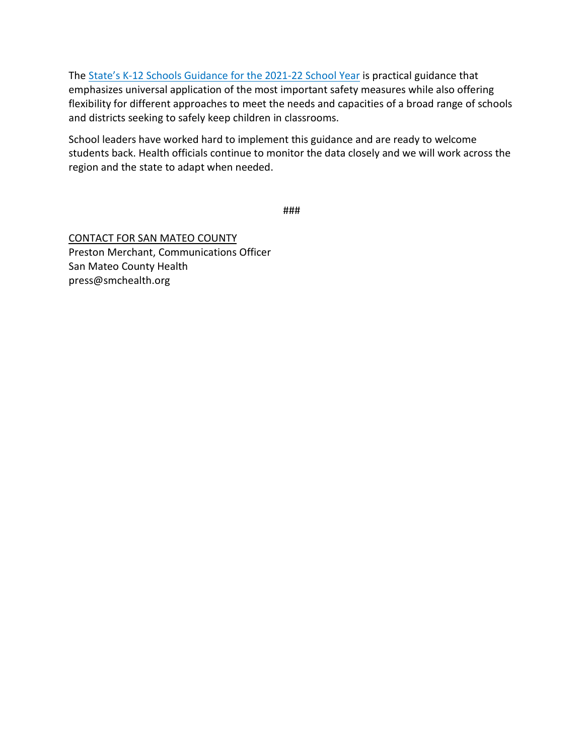The State's K-12 Schools Guidance for the 2021-22 School Year is practical guidance that emphasizes universal application of the most important safety measures while also offering flexibility for different approaches to meet the needs and capacities of a broad range of schools and districts seeking to safely keep children in classrooms.

School leaders have worked hard to implement this guidance and are ready to welcome students back. Health officials continue to monitor the data closely and we will work across the region and the state to adapt when needed.

###

CONTACT FOR SAN MATEO COUNTY
Preston Merchant, Communications Officer
San Mateo County Health
press@smchealth.org